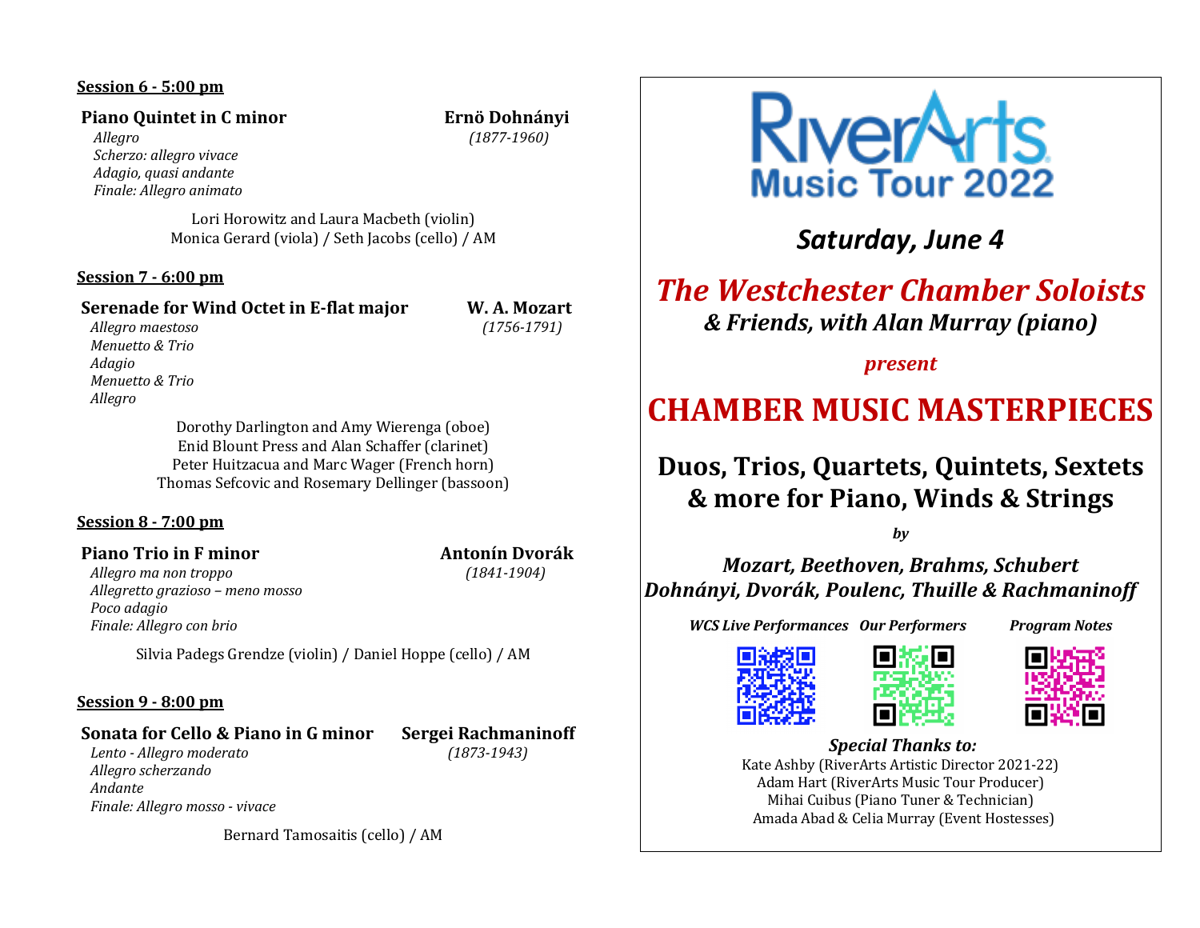**Session 6 - 5:00 pm**

**Piano Quintet in C minor** — **Ernö Dohnányi** *(1877-1960)*

*Allegro*
*Scherzo: allegro vivace*
*Adagio, quasi andante*
*Finale: Allegro animato*

Lori Horowitz and Laura Macbeth (violin)
Monica Gerard (viola) / Seth Jacobs (cello) / AM

**Session 7 - 6:00 pm**

**Serenade for Wind Octet in E-flat major** — **W. A. Mozart** *(1756-1791)*

*Allegro maestoso*
*Menuetto & Trio*
*Adagio*
*Menuetto & Trio*
*Allegro*

Dorothy Darlington and Amy Wierenga (oboe)
Enid Blount Press and Alan Schaffer (clarinet)
Peter Huitzacua and Marc Wager (French horn)
Thomas Sefcovic and Rosemary Dellinger (bassoon)

**Session 8 - 7:00 pm**

**Piano Trio in F minor** — **Antonín Dvorák** *(1841-1904)*

*Allegro ma non troppo*
*Allegretto grazioso – meno mosso*
*Poco adagio*
*Finale: Allegro con brio*

Silvia Padegs Grendze (violin) / Daniel Hoppe (cello) / AM

**Session 9 - 8:00 pm**

**Sonata for Cello & Piano in G minor** — **Sergei Rachmaninoff** *(1873-1943)*

*Lento - Allegro moderato*
*Allegro scherzando*
*Andante*
*Finale: Allegro mosso - vivace*

Bernard Tamosaitis (cello) / AM

RiverArts Music Tour 2022

## *Saturday, June 4*

## *The Westchester Chamber Soloists*

### *& Friends, with Alan Murray (piano)*

*present*

# CHAMBER MUSIC MASTERPIECES

## Duos, Trios, Quartets, Quintets, Sextets & more for Piano, Winds & Strings

*by*

### *Mozart, Beethoven, Brahms, Schubert Dohnányi, Dvorák, Poulenc, Thuille & Rachmaninoff*

*WCS Live Performances* — *Our Performers* — *Program Notes*

***Special Thanks to:***

Kate Ashby (RiverArts Artistic Director 2021-22)
Adam Hart (RiverArts Music Tour Producer)
Mihai Cuibus (Piano Tuner & Technician)
Amada Abad & Celia Murray (Event Hostesses)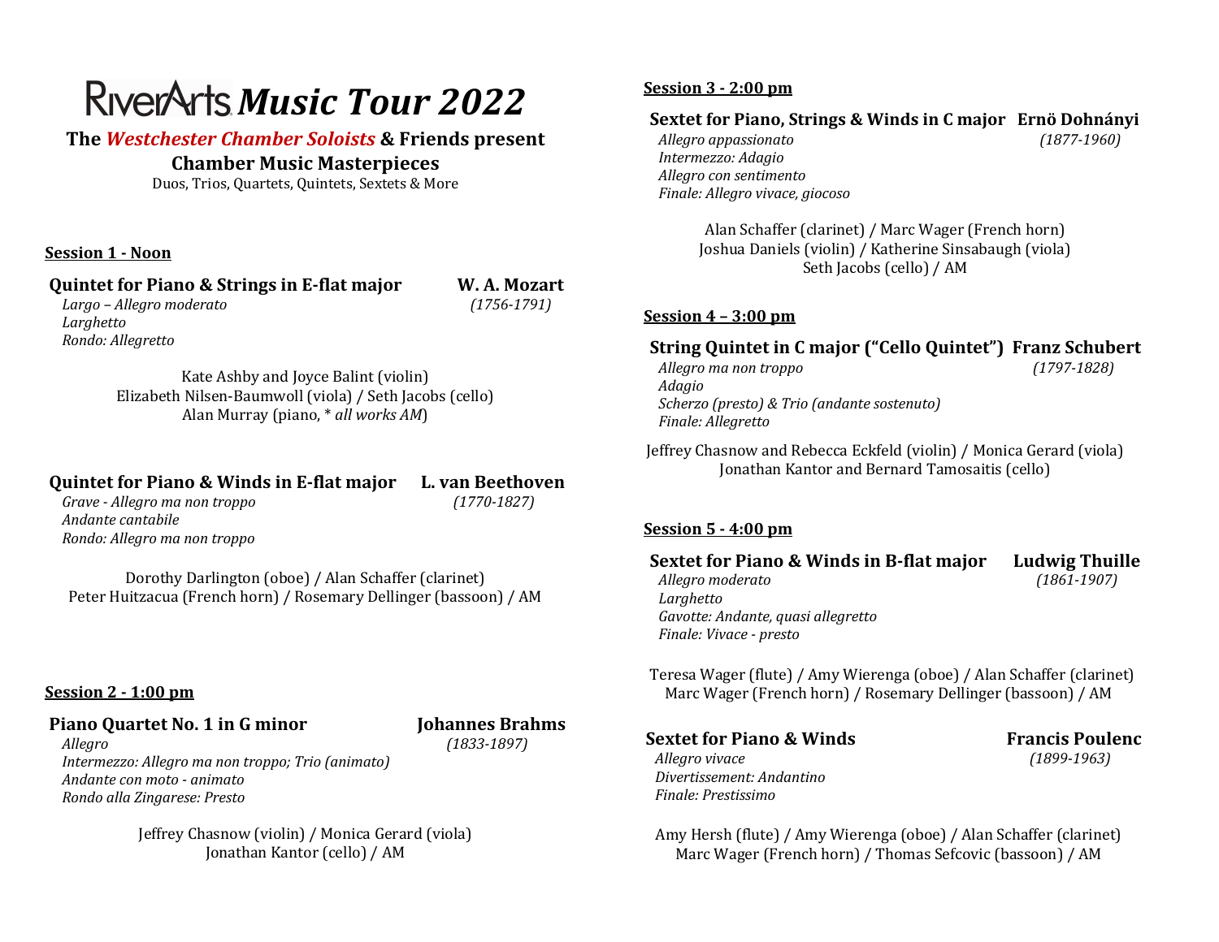# RiverArts *Music Tour 2022*

**The *Westchester Chamber Soloists* & Friends present**

**Chamber Music Masterpieces**

Duos, Trios, Quartets, Quintets, Sextets & More

**Session 1 - Noon**

**Quintet for Piano & Strings in E-flat major** **W. A. Mozart**
*(1756-1791)*

*Largo – Allegro moderato*
*Larghetto*
*Rondo: Allegretto*

Kate Ashby and Joyce Balint (violin)
Elizabeth Nilsen-Baumwoll (viola) / Seth Jacobs (cello)
Alan Murray (piano, * *all works AM*)

**Quintet for Piano & Winds in E-flat major** **L. van Beethoven**
*(1770-1827)*

*Grave - Allegro ma non troppo*
*Andante cantabile*
*Rondo: Allegro ma non troppo*

Dorothy Darlington (oboe) / Alan Schaffer (clarinet)
Peter Huitzacua (French horn) / Rosemary Dellinger (bassoon) / AM

**Session 2 - 1:00 pm**

**Piano Quartet No. 1 in G minor** **Johannes Brahms**
*(1833-1897)*

*Allegro*
*Intermezzo: Allegro ma non troppo; Trio (animato)*
*Andante con moto - animato*
*Rondo alla Zingarese: Presto*

Jeffrey Chasnow (violin) / Monica Gerard (viola)
Jonathan Kantor (cello) / AM

**Session 3 - 2:00 pm**

**Sextet for Piano, Strings & Winds in C major** **Ernö Dohnányi**
*(1877-1960)*

*Allegro appassionato*
*Intermezzo: Adagio*
*Allegro con sentimento*
*Finale: Allegro vivace, giocoso*

Alan Schaffer (clarinet) / Marc Wager (French horn)
Joshua Daniels (violin) / Katherine Sinsabaugh (viola)
Seth Jacobs (cello) / AM

**Session 4 – 3:00 pm**

**String Quintet in C major ("Cello Quintet")** **Franz Schubert**
*(1797-1828)*

*Allegro ma non troppo*
*Adagio*
*Scherzo (presto) & Trio (andante sostenuto)*
*Finale: Allegretto*

Jeffrey Chasnow and Rebecca Eckfeld (violin) / Monica Gerard (viola)
Jonathan Kantor and Bernard Tamosaitis (cello)

**Session 5 - 4:00 pm**

**Sextet for Piano & Winds in B-flat major** **Ludwig Thuille**
*(1861-1907)*

*Allegro moderato*
*Larghetto*
*Gavotte: Andante, quasi allegretto*
*Finale: Vivace - presto*

Teresa Wager (flute) / Amy Wierenga (oboe) / Alan Schaffer (clarinet)
Marc Wager (French horn) / Rosemary Dellinger (bassoon) / AM

**Sextet for Piano & Winds** **Francis Poulenc**
*(1899-1963)*

*Allegro vivace*
*Divertissement: Andantino*
*Finale: Prestissimo*

Amy Hersh (flute) / Amy Wierenga (oboe) / Alan Schaffer (clarinet)
Marc Wager (French horn) / Thomas Sefcovic (bassoon) / AM